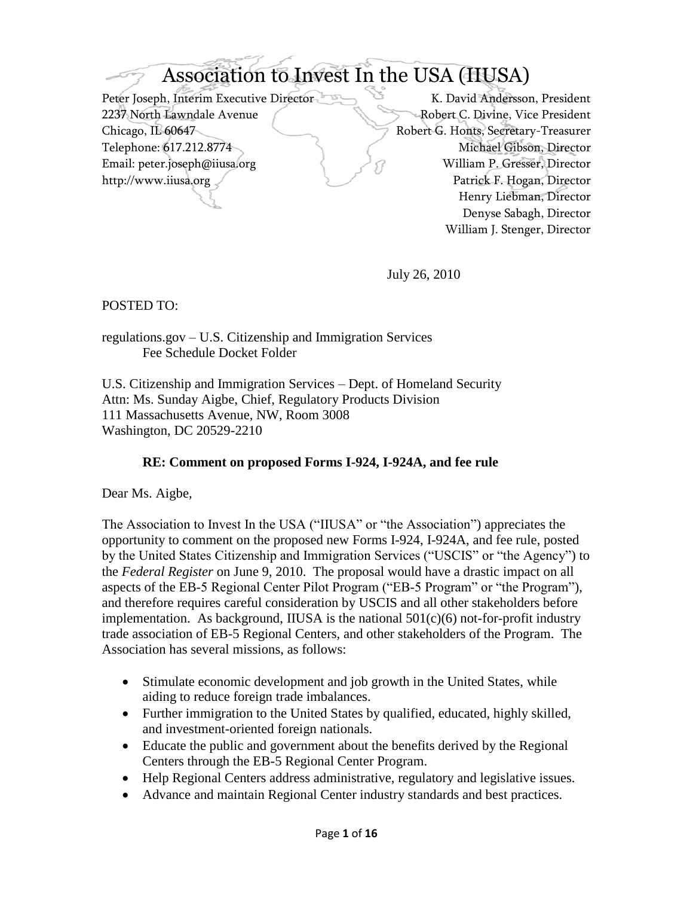# Association to Invest In the USA (IIUSA)

Peter Joseph, Interim Executive Director
2237 North Lawndale Avenue
Chicago, IL 60647
Telephone: 617.212.8774
Email: peter.joseph@iiusa.org
http://www.iiusa.org

K. David Andersson, President
Robert C. Divine, Vice President
Robert G. Honts, Secretary-Treasurer
Michael Gibson, Director
William P. Gresser, Director
Patrick F. Hogan, Director
Henry Liebman, Director
Denyse Sabagh, Director
William J. Stenger, Director

July 26, 2010

POSTED TO:

regulations.gov – U.S. Citizenship and Immigration Services
Fee Schedule Docket Folder

U.S. Citizenship and Immigration Services – Dept. of Homeland Security
Attn: Ms. Sunday Aigbe, Chief, Regulatory Products Division
111 Massachusetts Avenue, NW, Room 3008
Washington, DC 20529-2210

**RE: Comment on proposed Forms I-924, I-924A, and fee rule**

Dear Ms. Aigbe,

The Association to Invest In the USA ("IIUSA" or "the Association") appreciates the opportunity to comment on the proposed new Forms I-924, I-924A, and fee rule, posted by the United States Citizenship and Immigration Services ("USCIS" or "the Agency") to the *Federal Register* on June 9, 2010. The proposal would have a drastic impact on all aspects of the EB-5 Regional Center Pilot Program ("EB-5 Program" or "the Program"), and therefore requires careful consideration by USCIS and all other stakeholders before implementation. As background, IIUSA is the national 501(c)(6) not-for-profit industry trade association of EB-5 Regional Centers, and other stakeholders of the Program. The Association has several missions, as follows:

- Stimulate economic development and job growth in the United States, while aiding to reduce foreign trade imbalances.
- Further immigration to the United States by qualified, educated, highly skilled, and investment-oriented foreign nationals.
- Educate the public and government about the benefits derived by the Regional Centers through the EB-5 Regional Center Program.
- Help Regional Centers address administrative, regulatory and legislative issues.
- Advance and maintain Regional Center industry standards and best practices.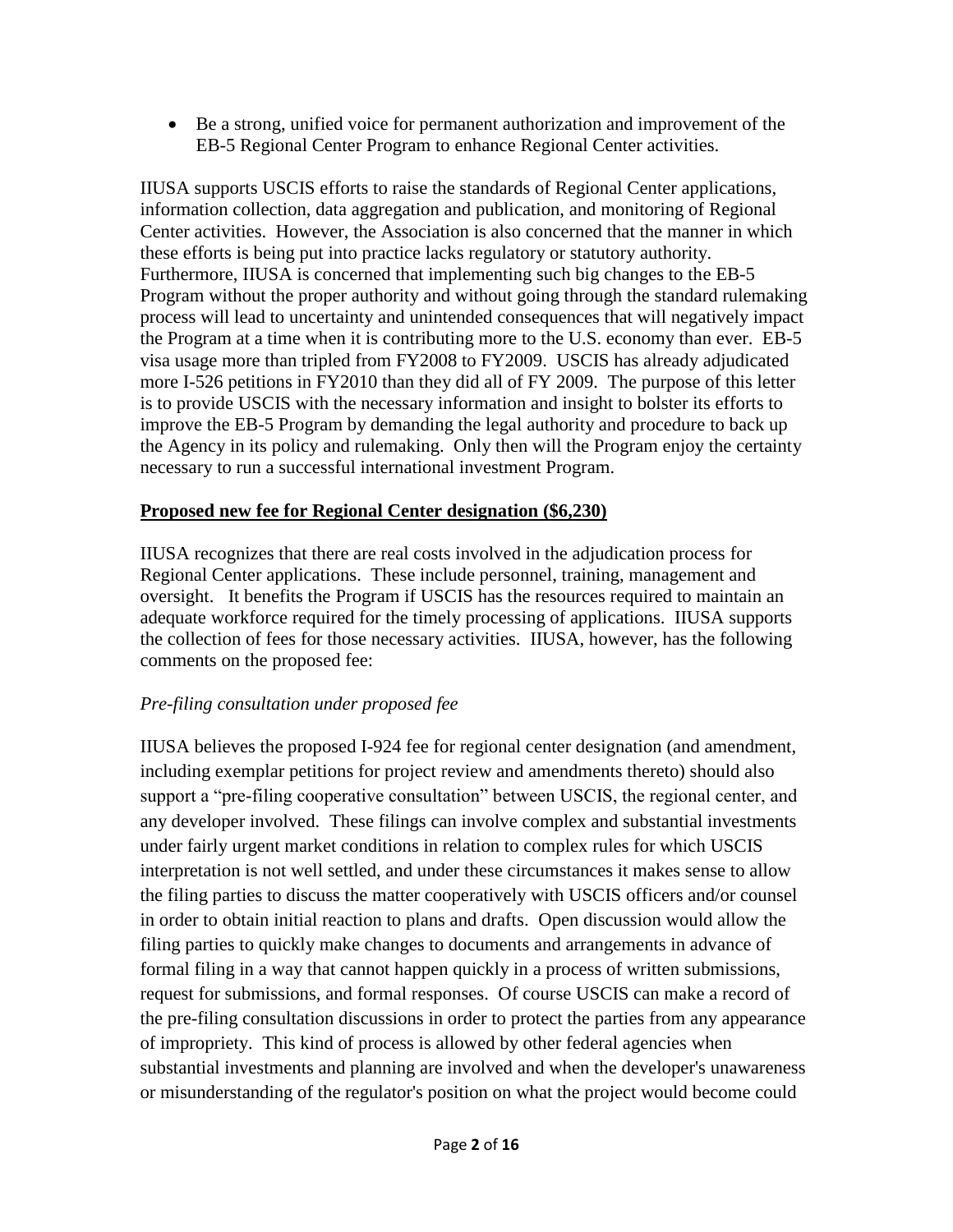- Be a strong, unified voice for permanent authorization and improvement of the EB-5 Regional Center Program to enhance Regional Center activities.

IIUSA supports USCIS efforts to raise the standards of Regional Center applications, information collection, data aggregation and publication, and monitoring of Regional Center activities. However, the Association is also concerned that the manner in which these efforts is being put into practice lacks regulatory or statutory authority. Furthermore, IIUSA is concerned that implementing such big changes to the EB-5 Program without the proper authority and without going through the standard rulemaking process will lead to uncertainty and unintended consequences that will negatively impact the Program at a time when it is contributing more to the U.S. economy than ever. EB-5 visa usage more than tripled from FY2008 to FY2009. USCIS has already adjudicated more I-526 petitions in FY2010 than they did all of FY 2009. The purpose of this letter is to provide USCIS with the necessary information and insight to bolster its efforts to improve the EB-5 Program by demanding the legal authority and procedure to back up the Agency in its policy and rulemaking. Only then will the Program enjoy the certainty necessary to run a successful international investment Program.

**Proposed new fee for Regional Center designation ($6,230)**

IIUSA recognizes that there are real costs involved in the adjudication process for Regional Center applications. These include personnel, training, management and oversight. It benefits the Program if USCIS has the resources required to maintain an adequate workforce required for the timely processing of applications. IIUSA supports the collection of fees for those necessary activities. IIUSA, however, has the following comments on the proposed fee:

*Pre-filing consultation under proposed fee*

IIUSA believes the proposed I-924 fee for regional center designation (and amendment, including exemplar petitions for project review and amendments thereto) should also support a "pre-filing cooperative consultation" between USCIS, the regional center, and any developer involved. These filings can involve complex and substantial investments under fairly urgent market conditions in relation to complex rules for which USCIS interpretation is not well settled, and under these circumstances it makes sense to allow the filing parties to discuss the matter cooperatively with USCIS officers and/or counsel in order to obtain initial reaction to plans and drafts. Open discussion would allow the filing parties to quickly make changes to documents and arrangements in advance of formal filing in a way that cannot happen quickly in a process of written submissions, request for submissions, and formal responses. Of course USCIS can make a record of the pre-filing consultation discussions in order to protect the parties from any appearance of impropriety. This kind of process is allowed by other federal agencies when substantial investments and planning are involved and when the developer's unawareness or misunderstanding of the regulator's position on what the project would become could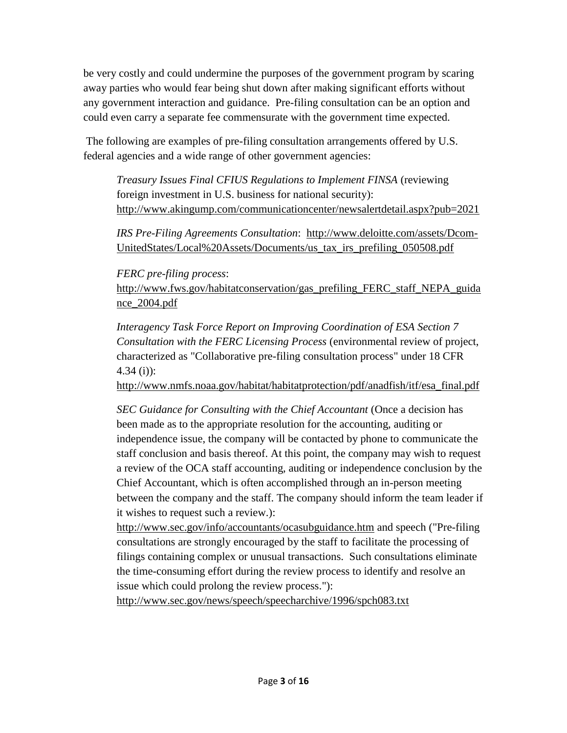be very costly and could undermine the purposes of the government program by scaring away parties who would fear being shut down after making significant efforts without any government interaction and guidance. Pre-filing consultation can be an option and could even carry a separate fee commensurate with the government time expected.

The following are examples of pre-filing consultation arrangements offered by U.S. federal agencies and a wide range of other government agencies:

> *Treasury Issues Final CFIUS Regulations to Implement FINSA* (reviewing foreign investment in U.S. business for national security): http://www.akingump.com/communicationcenter/newsalertdetail.aspx?pub=2021
>
> *IRS Pre-Filing Agreements Consultation*: http://www.deloitte.com/assets/Dcom-UnitedStates/Local%20Assets/Documents/us_tax_irs_prefiling_050508.pdf
>
> *FERC pre-filing process*: http://www.fws.gov/habitatconservation/gas_prefiling_FERC_staff_NEPA_guidance_2004.pdf
>
> *Interagency Task Force Report on Improving Coordination of ESA Section 7 Consultation with the FERC Licensing Process* (environmental review of project, characterized as "Collaborative pre-filing consultation process" under 18 CFR 4.34 (i)): http://www.nmfs.noaa.gov/habitat/habitatprotection/pdf/anadfish/itf/esa_final.pdf
>
> *SEC Guidance for Consulting with the Chief Accountant* (Once a decision has been made as to the appropriate resolution for the accounting, auditing or independence issue, the company will be contacted by phone to communicate the staff conclusion and basis thereof. At this point, the company may wish to request a review of the OCA staff accounting, auditing or independence conclusion by the Chief Accountant, which is often accomplished through an in-person meeting between the company and the staff. The company should inform the team leader if it wishes to request such a review.): http://www.sec.gov/info/accountants/ocasubguidance.htm and speech ("Pre-filing consultations are strongly encouraged by the staff to facilitate the processing of filings containing complex or unusual transactions. Such consultations eliminate the time-consuming effort during the review process to identify and resolve an issue which could prolong the review process."): http://www.sec.gov/news/speech/speecharchive/1996/spch083.txt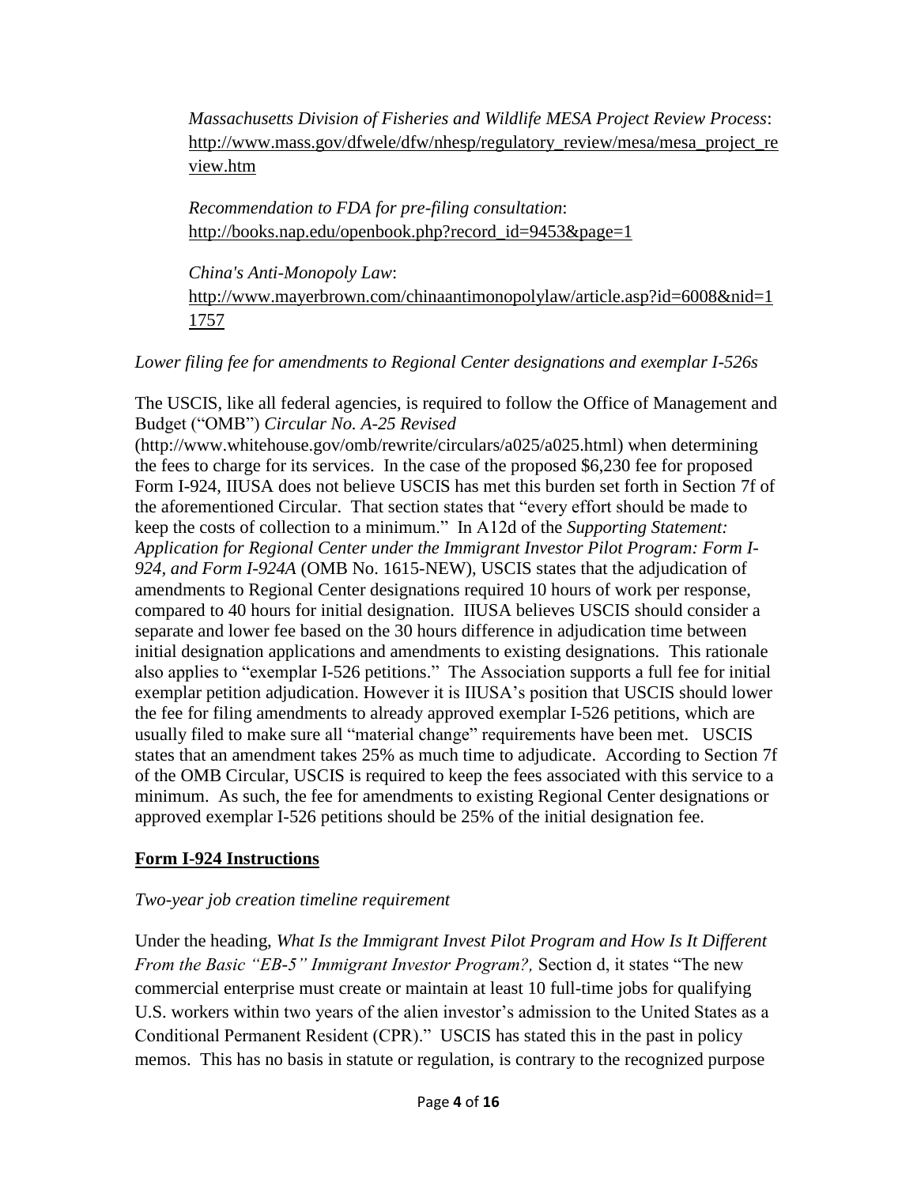*Massachusetts Division of Fisheries and Wildlife MESA Project Review Process*: http://www.mass.gov/dfwele/dfw/nhesp/regulatory_review/mesa/mesa_project_review.htm

*Recommendation to FDA for pre-filing consultation*: http://books.nap.edu/openbook.php?record_id=9453&page=1

*China's Anti-Monopoly Law*: http://www.mayerbrown.com/chinaantimonopolylaw/article.asp?id=6008&nid=11757

*Lower filing fee for amendments to Regional Center designations and exemplar I-526s*

The USCIS, like all federal agencies, is required to follow the Office of Management and Budget ("OMB") *Circular No. A-25 Revised* (http://www.whitehouse.gov/omb/rewrite/circulars/a025/a025.html) when determining the fees to charge for its services. In the case of the proposed $6,230 fee for proposed Form I-924, IIUSA does not believe USCIS has met this burden set forth in Section 7f of the aforementioned Circular. That section states that "every effort should be made to keep the costs of collection to a minimum." In A12d of the *Supporting Statement: Application for Regional Center under the Immigrant Investor Pilot Program: Form I-924, and Form I-924A* (OMB No. 1615-NEW), USCIS states that the adjudication of amendments to Regional Center designations required 10 hours of work per response, compared to 40 hours for initial designation. IIUSA believes USCIS should consider a separate and lower fee based on the 30 hours difference in adjudication time between initial designation applications and amendments to existing designations. This rationale also applies to "exemplar I-526 petitions." The Association supports a full fee for initial exemplar petition adjudication. However it is IIUSA's position that USCIS should lower the fee for filing amendments to already approved exemplar I-526 petitions, which are usually filed to make sure all "material change" requirements have been met. USCIS states that an amendment takes 25% as much time to adjudicate. According to Section 7f of the OMB Circular, USCIS is required to keep the fees associated with this service to a minimum. As such, the fee for amendments to existing Regional Center designations or approved exemplar I-526 petitions should be 25% of the initial designation fee.

## Form I-924 Instructions

*Two-year job creation timeline requirement*

Under the heading, *What Is the Immigrant Invest Pilot Program and How Is It Different From the Basic "EB-5" Immigrant Investor Program?,* Section d, it states "The new commercial enterprise must create or maintain at least 10 full-time jobs for qualifying U.S. workers within two years of the alien investor's admission to the United States as a Conditional Permanent Resident (CPR)." USCIS has stated this in the past in policy memos. This has no basis in statute or regulation, is contrary to the recognized purpose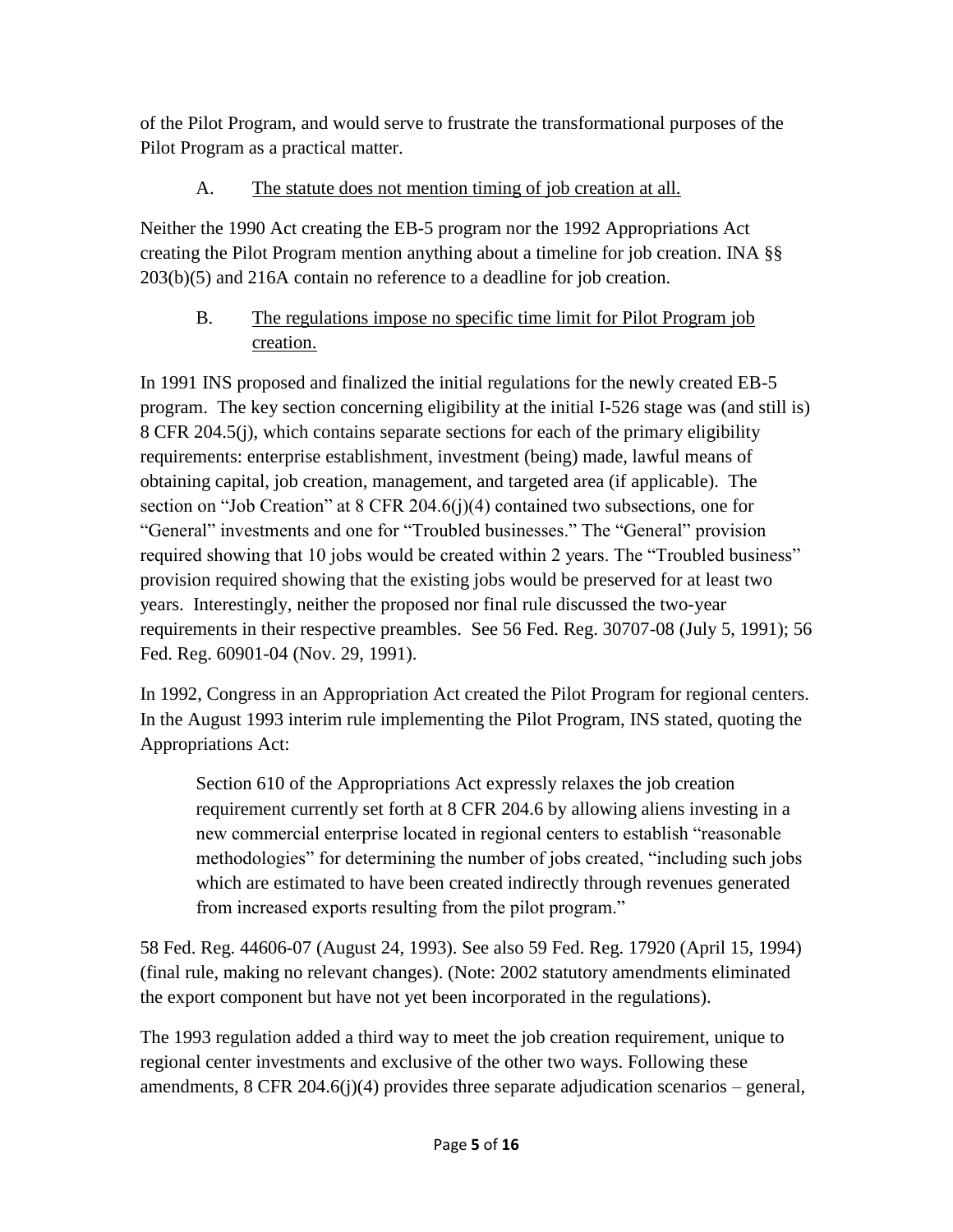of the Pilot Program, and would serve to frustrate the transformational purposes of the Pilot Program as a practical matter.

### A. <u>The statute does not mention timing of job creation at all.</u>

Neither the 1990 Act creating the EB-5 program nor the 1992 Appropriations Act creating the Pilot Program mention anything about a timeline for job creation. INA §§ 203(b)(5) and 216A contain no reference to a deadline for job creation.

### B. <u>The regulations impose no specific time limit for Pilot Program job creation.</u>

In 1991 INS proposed and finalized the initial regulations for the newly created EB-5 program. The key section concerning eligibility at the initial I-526 stage was (and still is) 8 CFR 204.5(j), which contains separate sections for each of the primary eligibility requirements: enterprise establishment, investment (being) made, lawful means of obtaining capital, job creation, management, and targeted area (if applicable). The section on "Job Creation" at 8 CFR 204.6(j)(4) contained two subsections, one for "General" investments and one for "Troubled businesses." The "General" provision required showing that 10 jobs would be created within 2 years. The "Troubled business" provision required showing that the existing jobs would be preserved for at least two years. Interestingly, neither the proposed nor final rule discussed the two-year requirements in their respective preambles. See 56 Fed. Reg. 30707-08 (July 5, 1991); 56 Fed. Reg. 60901-04 (Nov. 29, 1991).

In 1992, Congress in an Appropriation Act created the Pilot Program for regional centers. In the August 1993 interim rule implementing the Pilot Program, INS stated, quoting the Appropriations Act:

> Section 610 of the Appropriations Act expressly relaxes the job creation requirement currently set forth at 8 CFR 204.6 by allowing aliens investing in a new commercial enterprise located in regional centers to establish "reasonable methodologies" for determining the number of jobs created, "including such jobs which are estimated to have been created indirectly through revenues generated from increased exports resulting from the pilot program."

58 Fed. Reg. 44606-07 (August 24, 1993). See also 59 Fed. Reg. 17920 (April 15, 1994) (final rule, making no relevant changes). (Note: 2002 statutory amendments eliminated the export component but have not yet been incorporated in the regulations).

The 1993 regulation added a third way to meet the job creation requirement, unique to regional center investments and exclusive of the other two ways. Following these amendments, 8 CFR 204.6(j)(4) provides three separate adjudication scenarios – general,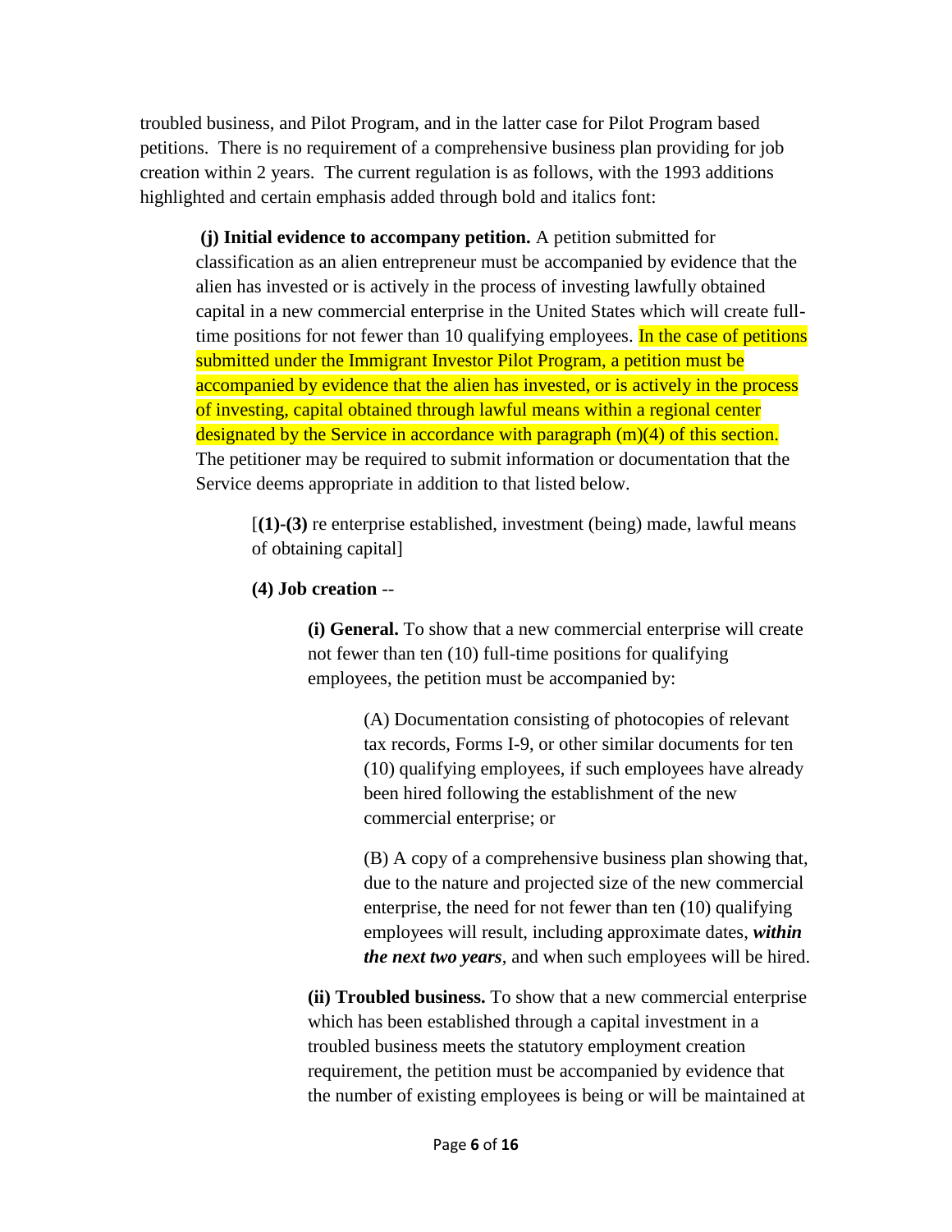troubled business, and Pilot Program, and in the latter case for Pilot Program based petitions. There is no requirement of a comprehensive business plan providing for job creation within 2 years. The current regulation is as follows, with the 1993 additions highlighted and certain emphasis added through bold and italics font:

> **(j) Initial evidence to accompany petition.** A petition submitted for classification as an alien entrepreneur must be accompanied by evidence that the alien has invested or is actively in the process of investing lawfully obtained capital in a new commercial enterprise in the United States which will create full-time positions for not fewer than 10 qualifying employees. In the case of petitions submitted under the Immigrant Investor Pilot Program, a petition must be accompanied by evidence that the alien has invested, or is actively in the process of investing, capital obtained through lawful means within a regional center designated by the Service in accordance with paragraph (m)(4) of this section. The petitioner may be required to submit information or documentation that the Service deems appropriate in addition to that listed below.
>
> > [**(1)-(3)** re enterprise established, investment (being) made, lawful means of obtaining capital]
> >
> > **(4) Job creation** --
> >
> > > **(i) General.** To show that a new commercial enterprise will create not fewer than ten (10) full-time positions for qualifying employees, the petition must be accompanied by:
> > >
> > > > (A) Documentation consisting of photocopies of relevant tax records, Forms I-9, or other similar documents for ten (10) qualifying employees, if such employees have already been hired following the establishment of the new commercial enterprise; or
> > > >
> > > > (B) A copy of a comprehensive business plan showing that, due to the nature and projected size of the new commercial enterprise, the need for not fewer than ten (10) qualifying employees will result, including approximate dates, ***within the next two years***, and when such employees will be hired.
> > >
> > > **(ii) Troubled business.** To show that a new commercial enterprise which has been established through a capital investment in a troubled business meets the statutory employment creation requirement, the petition must be accompanied by evidence that the number of existing employees is being or will be maintained at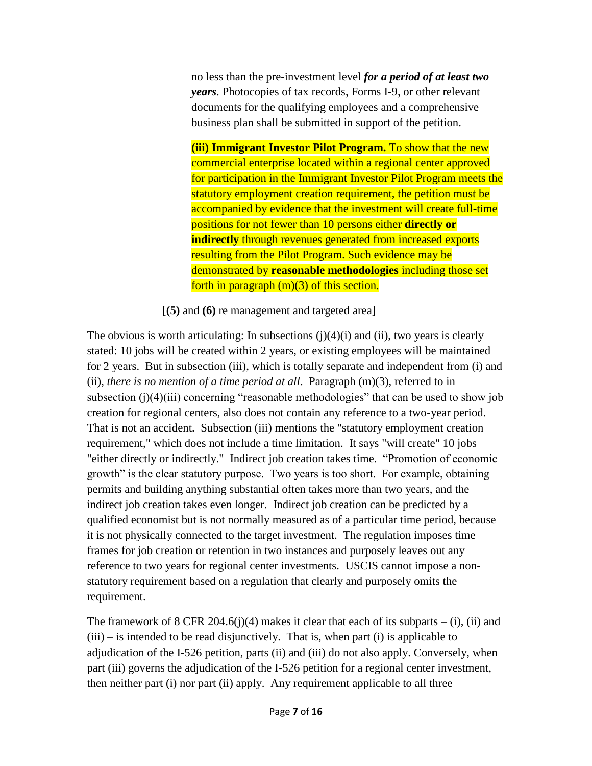> no less than the pre-investment level ***for a period of at least two years***. Photocopies of tax records, Forms I-9, or other relevant documents for the qualifying employees and a comprehensive business plan shall be submitted in support of the petition.
>
> **(iii) Immigrant Investor Pilot Program.** To show that the new commercial enterprise located within a regional center approved for participation in the Immigrant Investor Pilot Program meets the statutory employment creation requirement, the petition must be accompanied by evidence that the investment will create full-time positions for not fewer than 10 persons either **directly or indirectly** through revenues generated from increased exports resulting from the Pilot Program. Such evidence may be demonstrated by **reasonable methodologies** including those set forth in paragraph (m)(3) of this section.

[**(5)** and **(6)** re management and targeted area]

The obvious is worth articulating: In subsections (j)(4)(i) and (ii), two years is clearly stated: 10 jobs will be created within 2 years, or existing employees will be maintained for 2 years. But in subsection (iii), which is totally separate and independent from (i) and (ii), *there is no mention of a time period at all*. Paragraph (m)(3), referred to in subsection (j)(4)(iii) concerning "reasonable methodologies" that can be used to show job creation for regional centers, also does not contain any reference to a two-year period. That is not an accident. Subsection (iii) mentions the "statutory employment creation requirement," which does not include a time limitation. It says "will create" 10 jobs "either directly or indirectly." Indirect job creation takes time. "Promotion of economic growth" is the clear statutory purpose. Two years is too short. For example, obtaining permits and building anything substantial often takes more than two years, and the indirect job creation takes even longer. Indirect job creation can be predicted by a qualified economist but is not normally measured as of a particular time period, because it is not physically connected to the target investment. The regulation imposes time frames for job creation or retention in two instances and purposely leaves out any reference to two years for regional center investments. USCIS cannot impose a non-statutory requirement based on a regulation that clearly and purposely omits the requirement.

The framework of 8 CFR 204.6(j)(4) makes it clear that each of its subparts – (i), (ii) and (iii) – is intended to be read disjunctively. That is, when part (i) is applicable to adjudication of the I-526 petition, parts (ii) and (iii) do not also apply. Conversely, when part (iii) governs the adjudication of the I-526 petition for a regional center investment, then neither part (i) nor part (ii) apply. Any requirement applicable to all three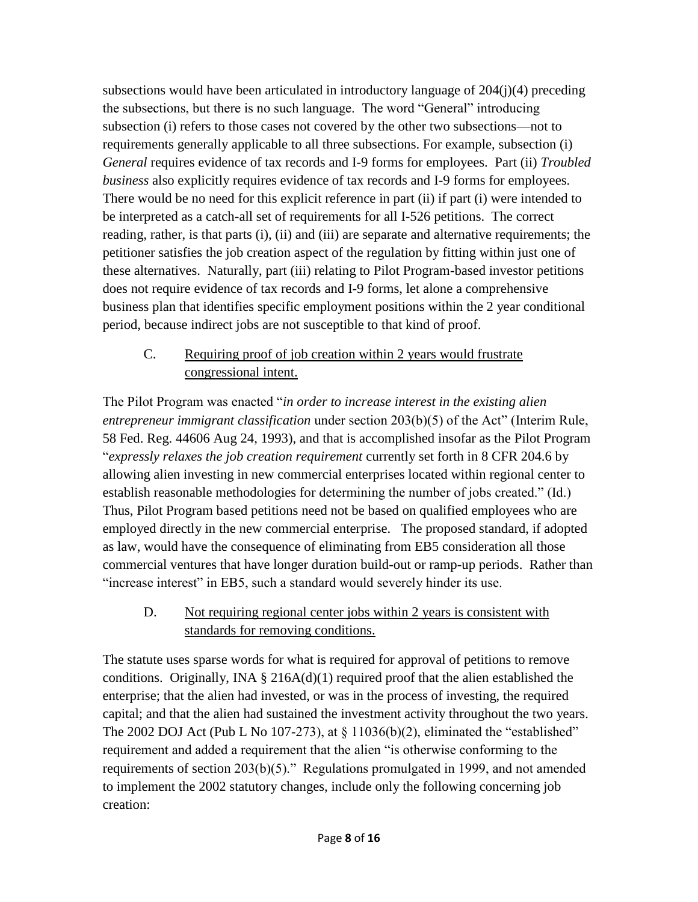subsections would have been articulated in introductory language of 204(j)(4) preceding the subsections, but there is no such language. The word "General" introducing subsection (i) refers to those cases not covered by the other two subsections—not to requirements generally applicable to all three subsections. For example, subsection (i) *General* requires evidence of tax records and I-9 forms for employees. Part (ii) *Troubled business* also explicitly requires evidence of tax records and I-9 forms for employees. There would be no need for this explicit reference in part (ii) if part (i) were intended to be interpreted as a catch-all set of requirements for all I-526 petitions. The correct reading, rather, is that parts (i), (ii) and (iii) are separate and alternative requirements; the petitioner satisfies the job creation aspect of the regulation by fitting within just one of these alternatives. Naturally, part (iii) relating to Pilot Program-based investor petitions does not require evidence of tax records and I-9 forms, let alone a comprehensive business plan that identifies specific employment positions within the 2 year conditional period, because indirect jobs are not susceptible to that kind of proof.

C. <u>Requiring proof of job creation within 2 years would frustrate congressional intent.</u>

The Pilot Program was enacted "*in order to increase interest in the existing alien entrepreneur immigrant classification* under section 203(b)(5) of the Act" (Interim Rule, 58 Fed. Reg. 44606 Aug 24, 1993), and that is accomplished insofar as the Pilot Program "*expressly relaxes the job creation requirement* currently set forth in 8 CFR 204.6 by allowing alien investing in new commercial enterprises located within regional center to establish reasonable methodologies for determining the number of jobs created." (Id.) Thus, Pilot Program based petitions need not be based on qualified employees who are employed directly in the new commercial enterprise. The proposed standard, if adopted as law, would have the consequence of eliminating from EB5 consideration all those commercial ventures that have longer duration build-out or ramp-up periods. Rather than "increase interest" in EB5, such a standard would severely hinder its use.

D. <u>Not requiring regional center jobs within 2 years is consistent with standards for removing conditions.</u>

The statute uses sparse words for what is required for approval of petitions to remove conditions. Originally, INA § 216A(d)(1) required proof that the alien established the enterprise; that the alien had invested, or was in the process of investing, the required capital; and that the alien had sustained the investment activity throughout the two years. The 2002 DOJ Act (Pub L No 107-273), at § 11036(b)(2), eliminated the "established" requirement and added a requirement that the alien "is otherwise conforming to the requirements of section 203(b)(5)." Regulations promulgated in 1999, and not amended to implement the 2002 statutory changes, include only the following concerning job creation: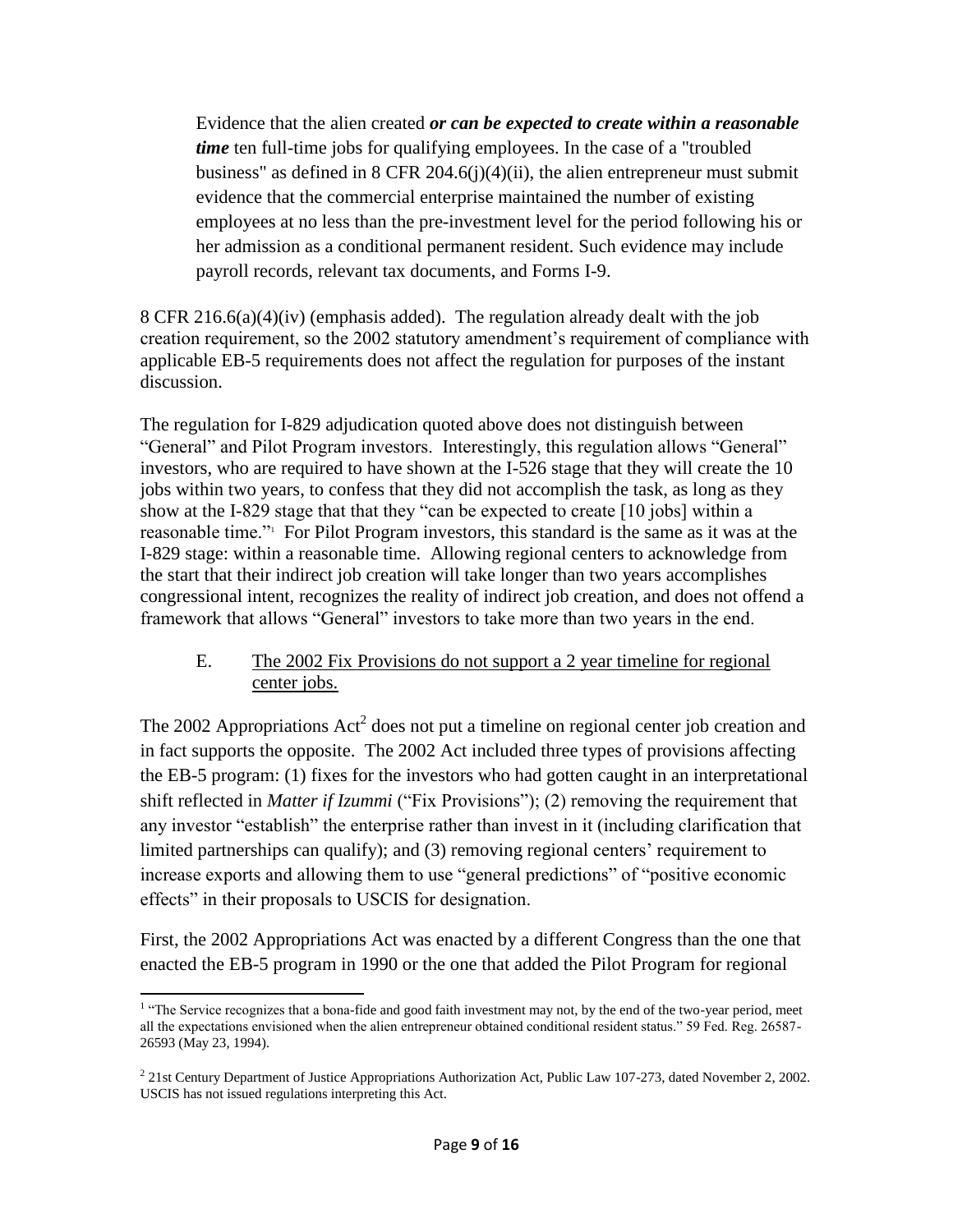> Evidence that the alien created ***or can be expected to create within a reasonable time*** ten full-time jobs for qualifying employees. In the case of a "troubled business" as defined in 8 CFR 204.6(j)(4)(ii), the alien entrepreneur must submit evidence that the commercial enterprise maintained the number of existing employees at no less than the pre-investment level for the period following his or her admission as a conditional permanent resident. Such evidence may include payroll records, relevant tax documents, and Forms I-9.

8 CFR 216.6(a)(4)(iv) (emphasis added). The regulation already dealt with the job creation requirement, so the 2002 statutory amendment's requirement of compliance with applicable EB-5 requirements does not affect the regulation for purposes of the instant discussion.

The regulation for I-829 adjudication quoted above does not distinguish between "General" and Pilot Program investors. Interestingly, this regulation allows "General" investors, who are required to have shown at the I-526 stage that they will create the 10 jobs within two years, to confess that they did not accomplish the task, as long as they show at the I-829 stage that that they "can be expected to create [10 jobs] within a reasonable time."[1] For Pilot Program investors, this standard is the same as it was at the I-829 stage: within a reasonable time. Allowing regional centers to acknowledge from the start that their indirect job creation will take longer than two years accomplishes congressional intent, recognizes the reality of indirect job creation, and does not offend a framework that allows "General" investors to take more than two years in the end.

### E. <u>The 2002 Fix Provisions do not support a 2 year timeline for regional center jobs.</u>

The 2002 Appropriations Act[2] does not put a timeline on regional center job creation and in fact supports the opposite. The 2002 Act included three types of provisions affecting the EB-5 program: (1) fixes for the investors who had gotten caught in an interpretational shift reflected in *Matter if Izummi* ("Fix Provisions"); (2) removing the requirement that any investor "establish" the enterprise rather than invest in it (including clarification that limited partnerships can qualify); and (3) removing regional centers' requirement to increase exports and allowing them to use "general predictions" of "positive economic effects" in their proposals to USCIS for designation.

First, the 2002 Appropriations Act was enacted by a different Congress than the one that enacted the EB-5 program in 1990 or the one that added the Pilot Program for regional

---

[1] "The Service recognizes that a bona-fide and good faith investment may not, by the end of the two-year period, meet all the expectations envisioned when the alien entrepreneur obtained conditional resident status." 59 Fed. Reg. 26587-26593 (May 23, 1994).

[2] 21st Century Department of Justice Appropriations Authorization Act, Public Law 107-273, dated November 2, 2002. USCIS has not issued regulations interpreting this Act.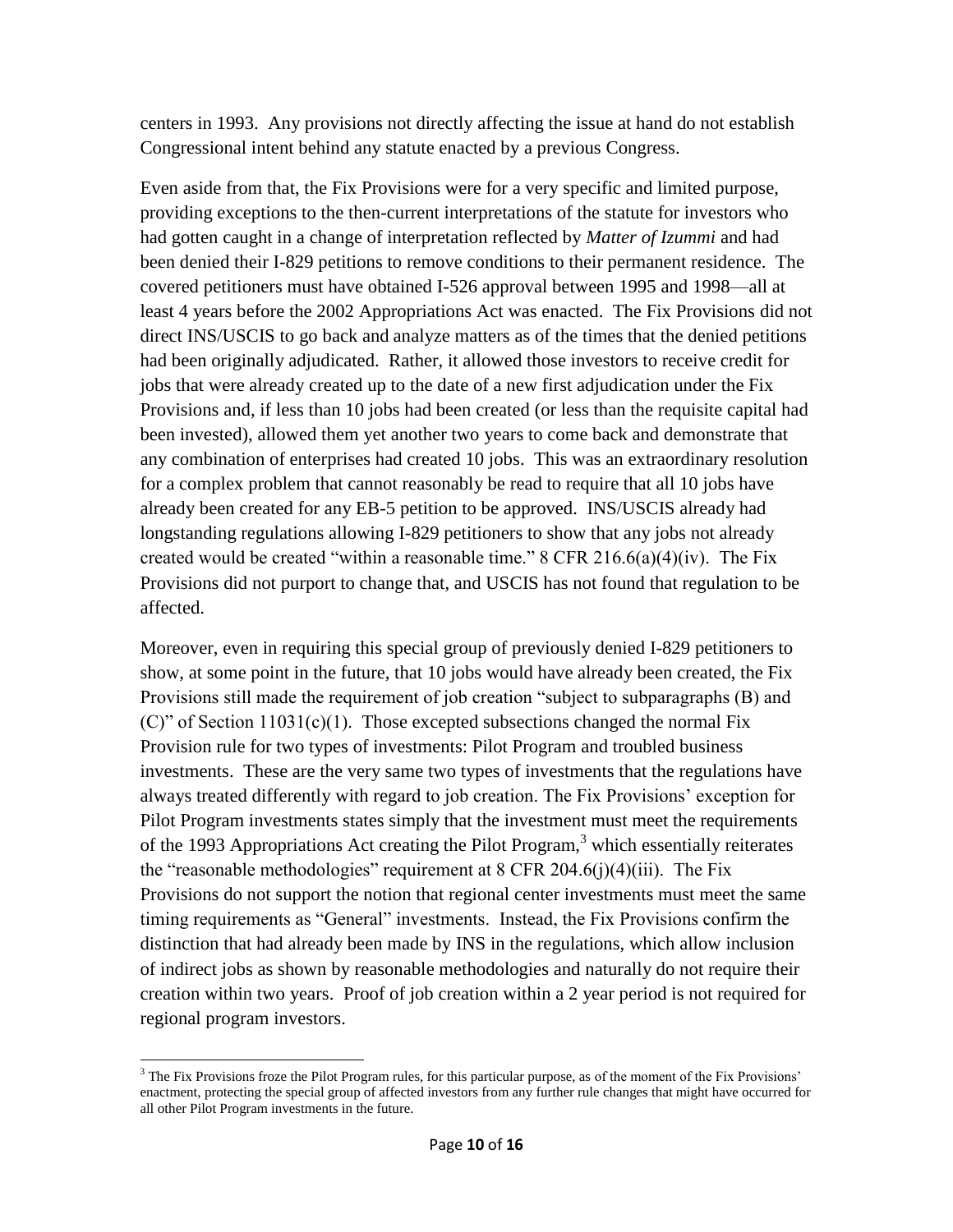centers in 1993. Any provisions not directly affecting the issue at hand do not establish Congressional intent behind any statute enacted by a previous Congress.

Even aside from that, the Fix Provisions were for a very specific and limited purpose, providing exceptions to the then-current interpretations of the statute for investors who had gotten caught in a change of interpretation reflected by *Matter of Izummi* and had been denied their I-829 petitions to remove conditions to their permanent residence. The covered petitioners must have obtained I-526 approval between 1995 and 1998—all at least 4 years before the 2002 Appropriations Act was enacted. The Fix Provisions did not direct INS/USCIS to go back and analyze matters as of the times that the denied petitions had been originally adjudicated. Rather, it allowed those investors to receive credit for jobs that were already created up to the date of a new first adjudication under the Fix Provisions and, if less than 10 jobs had been created (or less than the requisite capital had been invested), allowed them yet another two years to come back and demonstrate that any combination of enterprises had created 10 jobs. This was an extraordinary resolution for a complex problem that cannot reasonably be read to require that all 10 jobs have already been created for any EB-5 petition to be approved. INS/USCIS already had longstanding regulations allowing I-829 petitioners to show that any jobs not already created would be created "within a reasonable time." 8 CFR 216.6(a)(4)(iv). The Fix Provisions did not purport to change that, and USCIS has not found that regulation to be affected.

Moreover, even in requiring this special group of previously denied I-829 petitioners to show, at some point in the future, that 10 jobs would have already been created, the Fix Provisions still made the requirement of job creation "subject to subparagraphs (B) and (C)" of Section 11031(c)(1). Those excepted subsections changed the normal Fix Provision rule for two types of investments: Pilot Program and troubled business investments. These are the very same two types of investments that the regulations have always treated differently with regard to job creation. The Fix Provisions' exception for Pilot Program investments states simply that the investment must meet the requirements of the 1993 Appropriations Act creating the Pilot Program,[3] which essentially reiterates the "reasonable methodologies" requirement at 8 CFR 204.6(j)(4)(iii). The Fix Provisions do not support the notion that regional center investments must meet the same timing requirements as "General" investments. Instead, the Fix Provisions confirm the distinction that had already been made by INS in the regulations, which allow inclusion of indirect jobs as shown by reasonable methodologies and naturally do not require their creation within two years. Proof of job creation within a 2 year period is not required for regional program investors.

[3] The Fix Provisions froze the Pilot Program rules, for this particular purpose, as of the moment of the Fix Provisions' enactment, protecting the special group of affected investors from any further rule changes that might have occurred for all other Pilot Program investments in the future.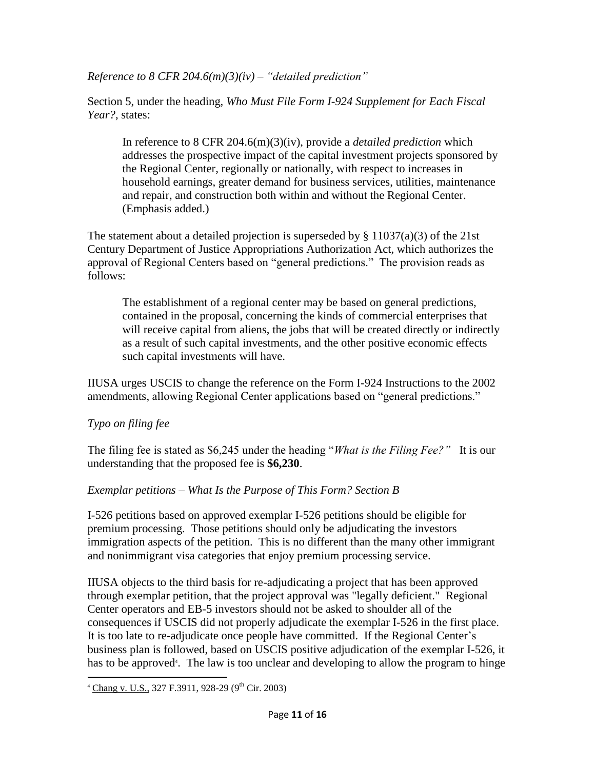*Reference to 8 CFR 204.6(m)(3)(iv) – "detailed prediction"*

Section 5, under the heading, *Who Must File Form I-924 Supplement for Each Fiscal Year?*, states:

> In reference to 8 CFR 204.6(m)(3)(iv), provide a *detailed prediction* which addresses the prospective impact of the capital investment projects sponsored by the Regional Center, regionally or nationally, with respect to increases in household earnings, greater demand for business services, utilities, maintenance and repair, and construction both within and without the Regional Center. (Emphasis added.)

The statement about a detailed projection is superseded by § 11037(a)(3) of the 21st Century Department of Justice Appropriations Authorization Act, which authorizes the approval of Regional Centers based on "general predictions." The provision reads as follows:

> The establishment of a regional center may be based on general predictions, contained in the proposal, concerning the kinds of commercial enterprises that will receive capital from aliens, the jobs that will be created directly or indirectly as a result of such capital investments, and the other positive economic effects such capital investments will have.

IIUSA urges USCIS to change the reference on the Form I-924 Instructions to the 2002 amendments, allowing Regional Center applications based on "general predictions."

*Typo on filing fee*

The filing fee is stated as \$6,245 under the heading "*What is the Filing Fee?*" It is our understanding that the proposed fee is **\$6,230**.

*Exemplar petitions – What Is the Purpose of This Form? Section B*

I-526 petitions based on approved exemplar I-526 petitions should be eligible for premium processing. Those petitions should only be adjudicating the investors immigration aspects of the petition. This is no different than the many other immigrant and nonimmigrant visa categories that enjoy premium processing service.

IIUSA objects to the third basis for re-adjudicating a project that has been approved through exemplar petition, that the project approval was "legally deficient." Regional Center operators and EB-5 investors should not be asked to shoulder all of the consequences if USCIS did not properly adjudicate the exemplar I-526 in the first place. It is too late to re-adjudicate once people have committed. If the Regional Center's business plan is followed, based on USCIS positive adjudication of the exemplar I-526, it has to be approved[4]. The law is too unclear and developing to allow the program to hinge

[4] Chang v. U.S., 327 F.3911, 928-29 (9th Cir. 2003)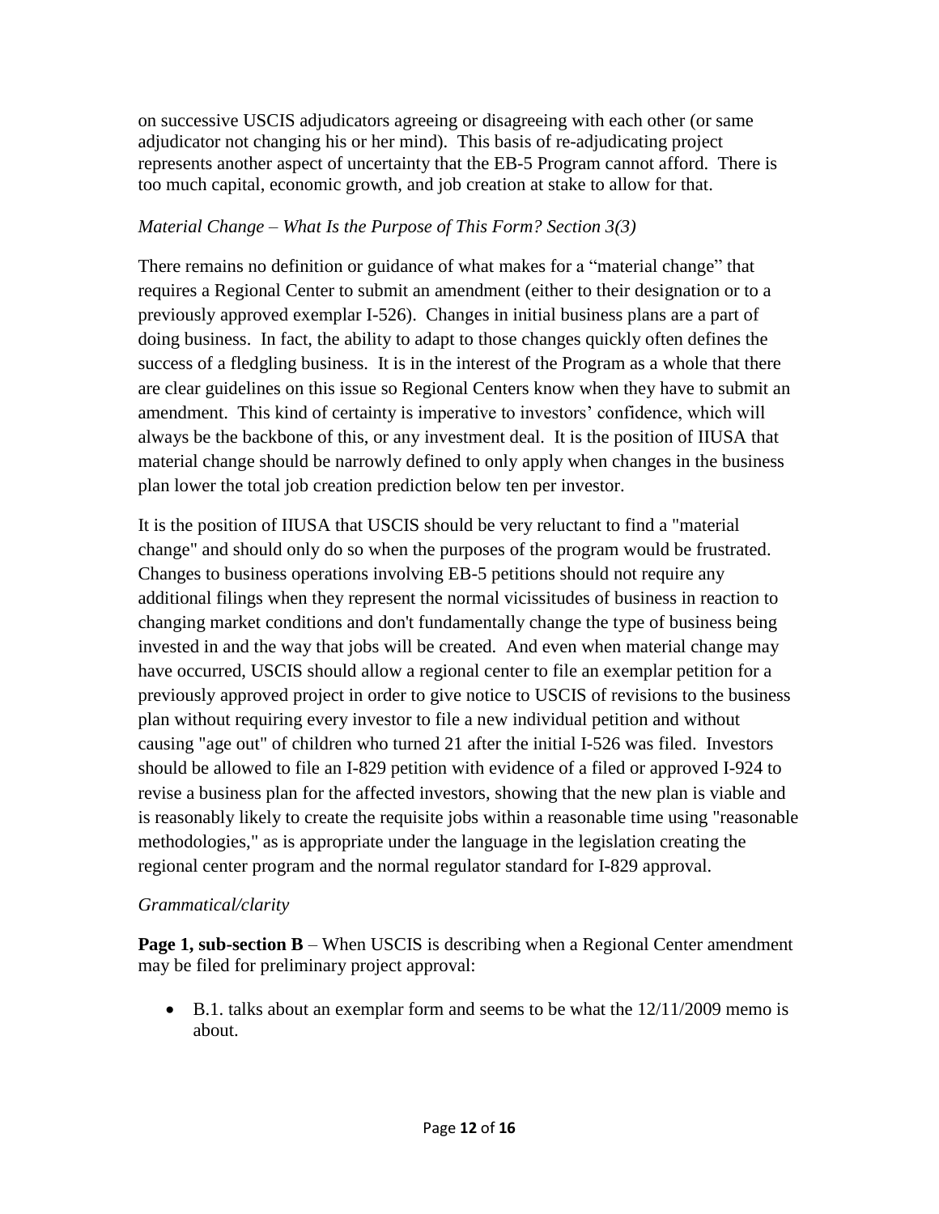on successive USCIS adjudicators agreeing or disagreeing with each other (or same adjudicator not changing his or her mind). This basis of re-adjudicating project represents another aspect of uncertainty that the EB-5 Program cannot afford. There is too much capital, economic growth, and job creation at stake to allow for that.

*Material Change – What Is the Purpose of This Form? Section 3(3)*

There remains no definition or guidance of what makes for a "material change" that requires a Regional Center to submit an amendment (either to their designation or to a previously approved exemplar I-526). Changes in initial business plans are a part of doing business. In fact, the ability to adapt to those changes quickly often defines the success of a fledgling business. It is in the interest of the Program as a whole that there are clear guidelines on this issue so Regional Centers know when they have to submit an amendment. This kind of certainty is imperative to investors' confidence, which will always be the backbone of this, or any investment deal. It is the position of IIUSA that material change should be narrowly defined to only apply when changes in the business plan lower the total job creation prediction below ten per investor.

It is the position of IIUSA that USCIS should be very reluctant to find a "material change" and should only do so when the purposes of the program would be frustrated. Changes to business operations involving EB-5 petitions should not require any additional filings when they represent the normal vicissitudes of business in reaction to changing market conditions and don't fundamentally change the type of business being invested in and the way that jobs will be created. And even when material change may have occurred, USCIS should allow a regional center to file an exemplar petition for a previously approved project in order to give notice to USCIS of revisions to the business plan without requiring every investor to file a new individual petition and without causing "age out" of children who turned 21 after the initial I-526 was filed. Investors should be allowed to file an I-829 petition with evidence of a filed or approved I-924 to revise a business plan for the affected investors, showing that the new plan is viable and is reasonably likely to create the requisite jobs within a reasonable time using "reasonable methodologies," as is appropriate under the language in the legislation creating the regional center program and the normal regulator standard for I-829 approval.

*Grammatical/clarity*

**Page 1, sub-section B** – When USCIS is describing when a Regional Center amendment may be filed for preliminary project approval:

- B.1. talks about an exemplar form and seems to be what the 12/11/2009 memo is about.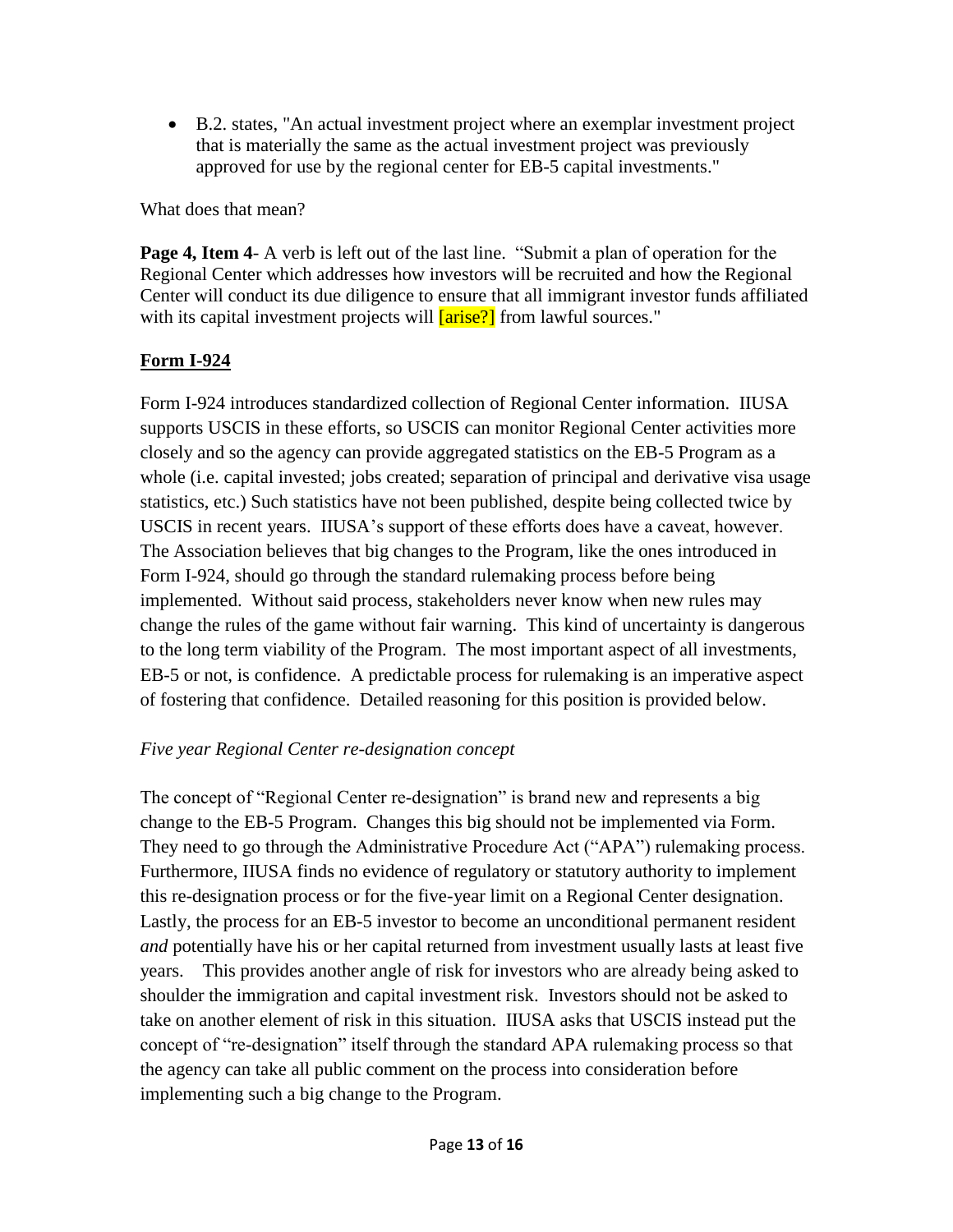- B.2. states, "An actual investment project where an exemplar investment project that is materially the same as the actual investment project was previously approved for use by the regional center for EB-5 capital investments."

What does that mean?

**Page 4, Item 4**- A verb is left out of the last line. "Submit a plan of operation for the Regional Center which addresses how investors will be recruited and how the Regional Center will conduct its due diligence to ensure that all immigrant investor funds affiliated with its capital investment projects will [arise?] from lawful sources."

## Form I-924

Form I-924 introduces standardized collection of Regional Center information. IIUSA supports USCIS in these efforts, so USCIS can monitor Regional Center activities more closely and so the agency can provide aggregated statistics on the EB-5 Program as a whole (i.e. capital invested; jobs created; separation of principal and derivative visa usage statistics, etc.) Such statistics have not been published, despite being collected twice by USCIS in recent years. IIUSA's support of these efforts does have a caveat, however. The Association believes that big changes to the Program, like the ones introduced in Form I-924, should go through the standard rulemaking process before being implemented. Without said process, stakeholders never know when new rules may change the rules of the game without fair warning. This kind of uncertainty is dangerous to the long term viability of the Program. The most important aspect of all investments, EB-5 or not, is confidence. A predictable process for rulemaking is an imperative aspect of fostering that confidence. Detailed reasoning for this position is provided below.

### *Five year Regional Center re-designation concept*

The concept of "Regional Center re-designation" is brand new and represents a big change to the EB-5 Program. Changes this big should not be implemented via Form. They need to go through the Administrative Procedure Act ("APA") rulemaking process. Furthermore, IIUSA finds no evidence of regulatory or statutory authority to implement this re-designation process or for the five-year limit on a Regional Center designation. Lastly, the process for an EB-5 investor to become an unconditional permanent resident *and* potentially have his or her capital returned from investment usually lasts at least five years. This provides another angle of risk for investors who are already being asked to shoulder the immigration and capital investment risk. Investors should not be asked to take on another element of risk in this situation. IIUSA asks that USCIS instead put the concept of "re-designation" itself through the standard APA rulemaking process so that the agency can take all public comment on the process into consideration before implementing such a big change to the Program.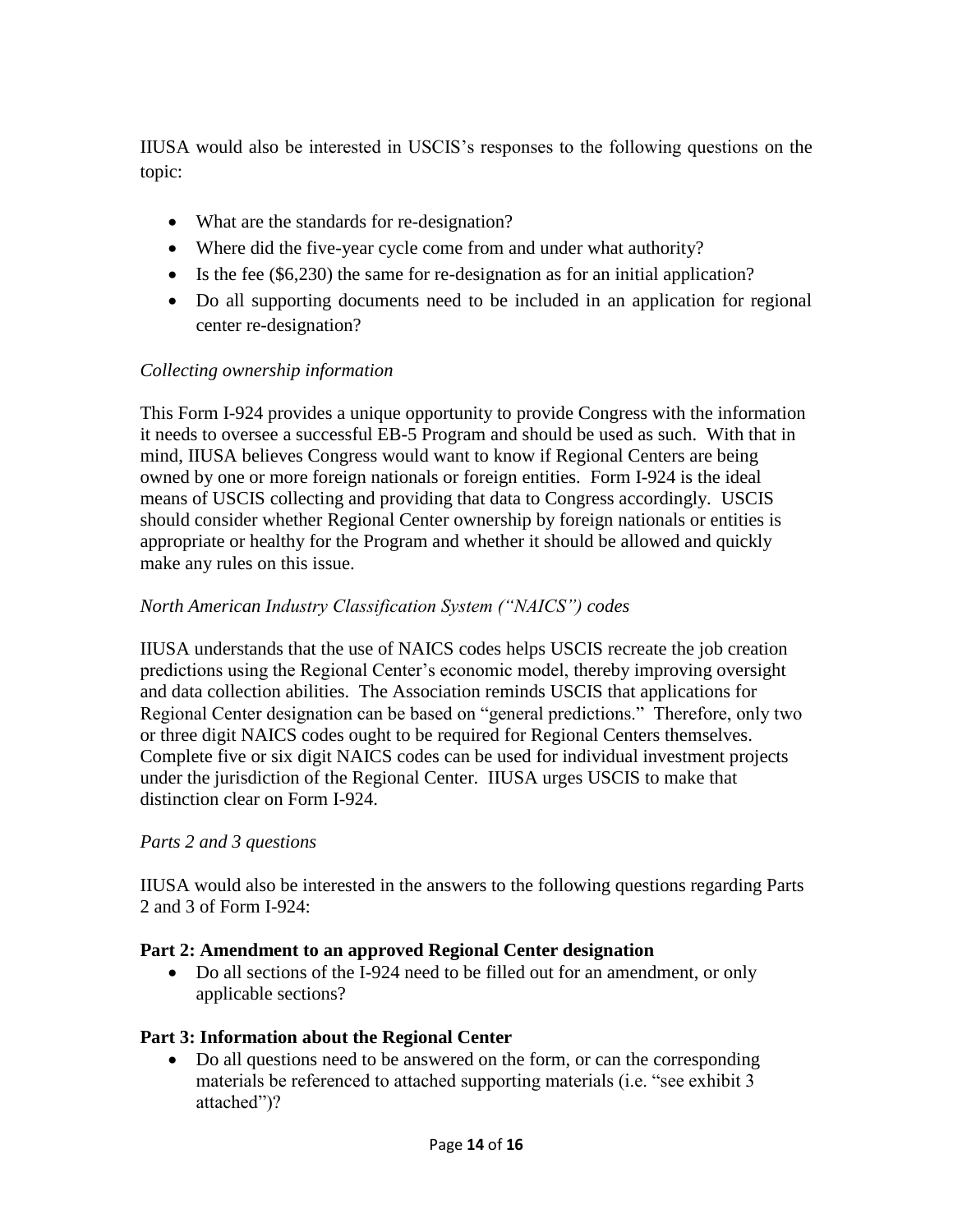IIUSA would also be interested in USCIS's responses to the following questions on the topic:

- What are the standards for re-designation?
- Where did the five-year cycle come from and under what authority?
- Is the fee ($6,230) the same for re-designation as for an initial application?
- Do all supporting documents need to be included in an application for regional center re-designation?

*Collecting ownership information*

This Form I-924 provides a unique opportunity to provide Congress with the information it needs to oversee a successful EB-5 Program and should be used as such. With that in mind, IIUSA believes Congress would want to know if Regional Centers are being owned by one or more foreign nationals or foreign entities. Form I-924 is the ideal means of USCIS collecting and providing that data to Congress accordingly. USCIS should consider whether Regional Center ownership by foreign nationals or entities is appropriate or healthy for the Program and whether it should be allowed and quickly make any rules on this issue.

*North American Industry Classification System ("NAICS") codes*

IIUSA understands that the use of NAICS codes helps USCIS recreate the job creation predictions using the Regional Center's economic model, thereby improving oversight and data collection abilities. The Association reminds USCIS that applications for Regional Center designation can be based on "general predictions." Therefore, only two or three digit NAICS codes ought to be required for Regional Centers themselves. Complete five or six digit NAICS codes can be used for individual investment projects under the jurisdiction of the Regional Center. IIUSA urges USCIS to make that distinction clear on Form I-924.

*Parts 2 and 3 questions*

IIUSA would also be interested in the answers to the following questions regarding Parts 2 and 3 of Form I-924:

**Part 2: Amendment to an approved Regional Center designation**

- Do all sections of the I-924 need to be filled out for an amendment, or only applicable sections?

**Part 3: Information about the Regional Center**

- Do all questions need to be answered on the form, or can the corresponding materials be referenced to attached supporting materials (i.e. "see exhibit 3 attached")?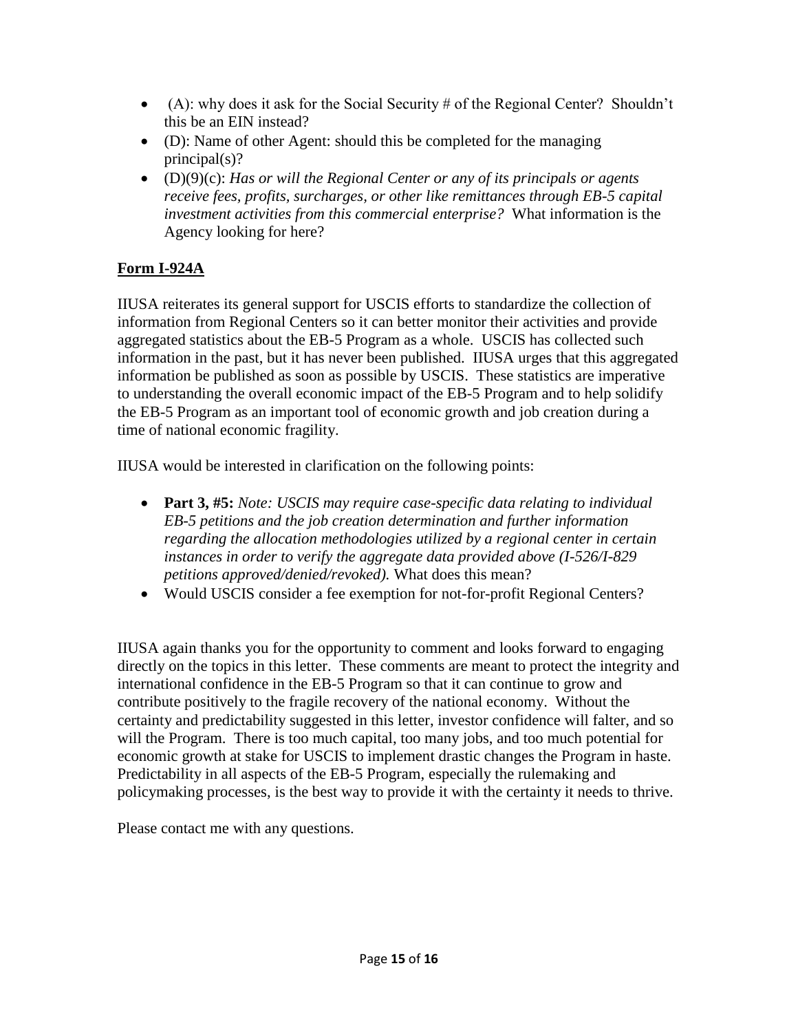- (A): why does it ask for the Social Security # of the Regional Center? Shouldn't this be an EIN instead?
- (D): Name of other Agent: should this be completed for the managing principal(s)?
- (D)(9)(c): *Has or will the Regional Center or any of its principals or agents receive fees, profits, surcharges, or other like remittances through EB-5 capital investment activities from this commercial enterprise?* What information is the Agency looking for here?

**Form I-924A**

IIUSA reiterates its general support for USCIS efforts to standardize the collection of information from Regional Centers so it can better monitor their activities and provide aggregated statistics about the EB-5 Program as a whole. USCIS has collected such information in the past, but it has never been published. IIUSA urges that this aggregated information be published as soon as possible by USCIS. These statistics are imperative to understanding the overall economic impact of the EB-5 Program and to help solidify the EB-5 Program as an important tool of economic growth and job creation during a time of national economic fragility.

IIUSA would be interested in clarification on the following points:

- **Part 3, #5:** *Note: USCIS may require case-specific data relating to individual EB-5 petitions and the job creation determination and further information regarding the allocation methodologies utilized by a regional center in certain instances in order to verify the aggregate data provided above (I-526/I-829 petitions approved/denied/revoked).* What does this mean?
- Would USCIS consider a fee exemption for not-for-profit Regional Centers?

IIUSA again thanks you for the opportunity to comment and looks forward to engaging directly on the topics in this letter. These comments are meant to protect the integrity and international confidence in the EB-5 Program so that it can continue to grow and contribute positively to the fragile recovery of the national economy. Without the certainty and predictability suggested in this letter, investor confidence will falter, and so will the Program. There is too much capital, too many jobs, and too much potential for economic growth at stake for USCIS to implement drastic changes the Program in haste. Predictability in all aspects of the EB-5 Program, especially the rulemaking and policymaking processes, is the best way to provide it with the certainty it needs to thrive.

Please contact me with any questions.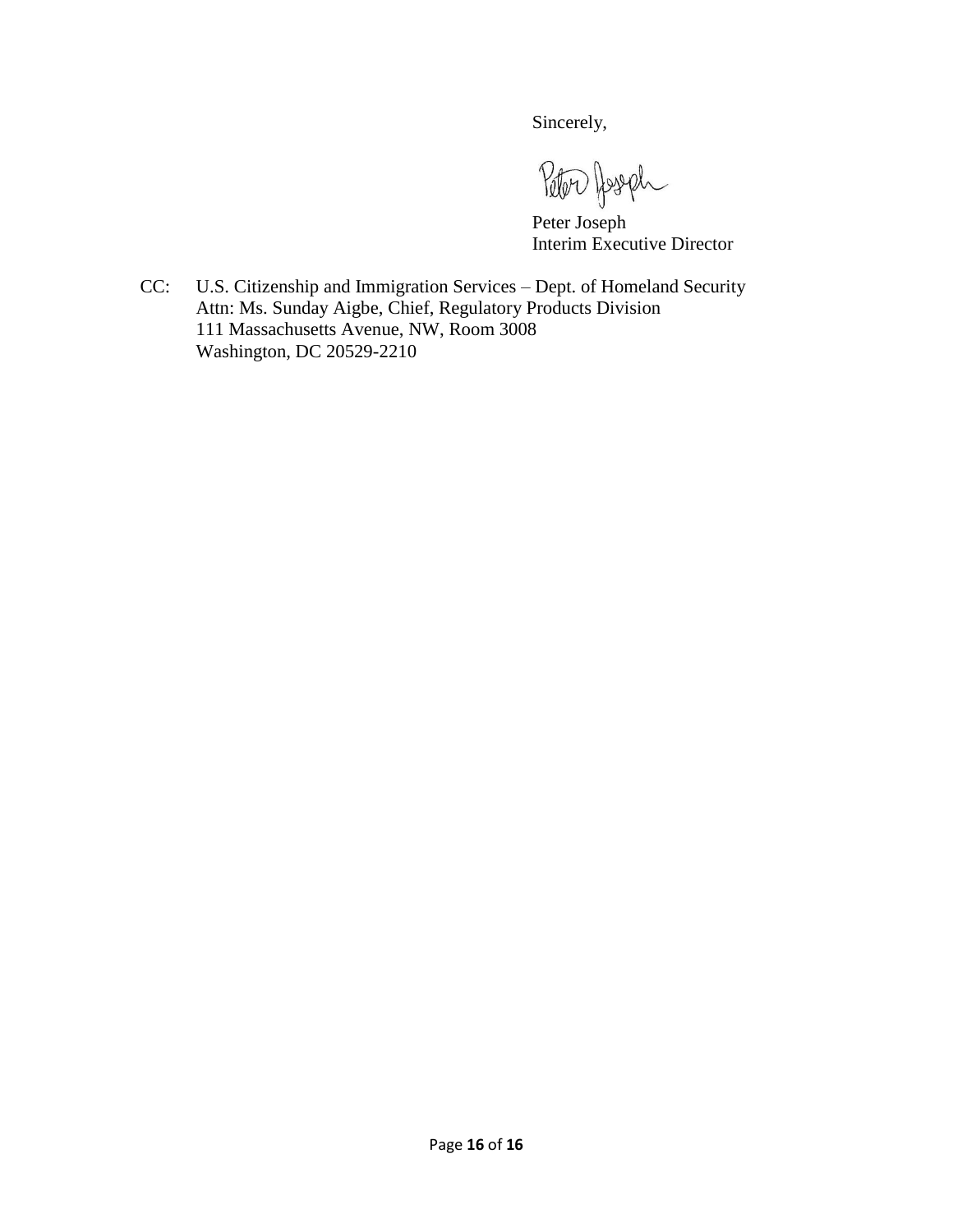Sincerely,

Peter Joseph

Peter Joseph
Interim Executive Director

CC: U.S. Citizenship and Immigration Services – Dept. of Homeland Security
Attn: Ms. Sunday Aigbe, Chief, Regulatory Products Division
111 Massachusetts Avenue, NW, Room 3008
Washington, DC 20529-2210